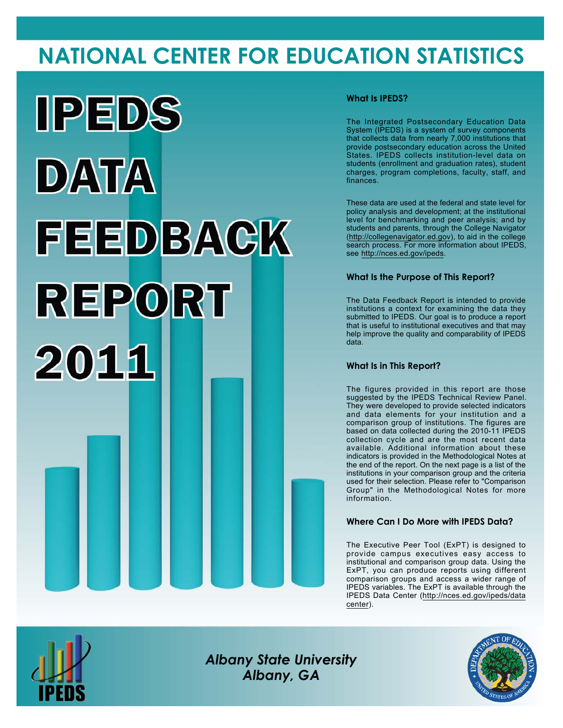# NATIONAL CENTER FOR EDUCATION STATISTICS

# IPEDS DATA FEEDBACK REPORT 2011

### What Is IPEDS?

The Integrated Postsecondary Education Data System (IPEDS) is a system of survey components that collects data from nearly 7,000 institutions that provide postsecondary education across the United States. IPEDS collects institution-level data on students (enrollment and graduation rates), student charges, program completions, faculty, staff, and finances.

These data are used at the federal and state level for policy analysis and development; at the institutional level for benchmarking and peer analysis; and by students and parents, through the College Navigator (http://collegenavigator.ed.gov), to aid in the college search process. For more information about IPEDS, see http://nces.ed.gov/ipeds.

### What Is the Purpose of This Report?

The Data Feedback Report is intended to provide institutions a context for examining the data they submitted to IPEDS. Our goal is to produce a report that is useful to institutional executives and that may help improve the quality and comparability of IPEDS data.

### What Is in This Report?

The figures provided in this report are those suggested by the IPEDS Technical Review Panel. They were developed to provide selected indicators and data elements for your institution and a comparison group of institutions. The figures are based on data collected during the 2010-11 IPEDS collection cycle and are the most recent data available. Additional information about these indicators is provided in the Methodological Notes at the end of the report. On the next page is a list of the institutions in your comparison group and the criteria used for their selection. Please refer to "Comparison Group" in the Methodological Notes for more information.

### Where Can I Do More with IPEDS Data?

The Executive Peer Tool (ExPT) is designed to provide campus executives easy access to institutional and comparison group data. Using the ExPT, you can produce reports using different comparison groups and access a wider range of IPEDS variables. The ExPT is available through the IPEDS Data Center (http://nces.ed.gov/ipeds/datacenter).

*Albany State University*
*Albany, GA*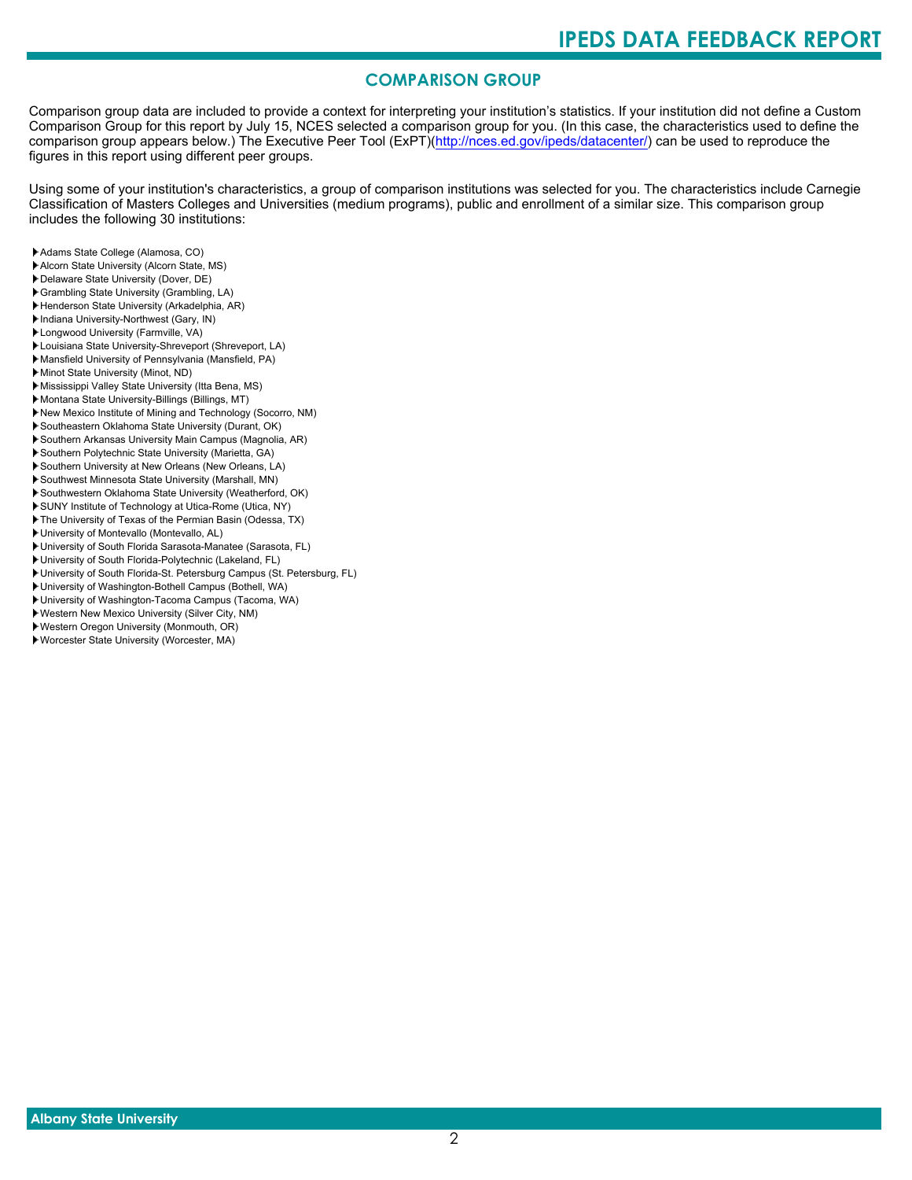## COMPARISON GROUP

Comparison group data are included to provide a context for interpreting your institution's statistics. If your institution did not define a Custom Comparison Group for this report by July 15, NCES selected a comparison group for you. (In this case, the characteristics used to define the comparison group appears below.) The Executive Peer Tool (ExPT)(http://nces.ed.gov/ipeds/datacenter/) can be used to reproduce the figures in this report using different peer groups.

Using some of your institution's characteristics, a group of comparison institutions was selected for you. The characteristics include Carnegie Classification of Masters Colleges and Universities (medium programs), public and enrollment of a similar size. This comparison group includes the following 30 institutions:

- Adams State College (Alamosa, CO)
- Alcorn State University (Alcorn State, MS)
- Delaware State University (Dover, DE)
- Grambling State University (Grambling, LA)
- Henderson State University (Arkadelphia, AR)
- Indiana University-Northwest (Gary, IN)
- Longwood University (Farmville, VA)
- Louisiana State University-Shreveport (Shreveport, LA)
- Mansfield University of Pennsylvania (Mansfield, PA)
- Minot State University (Minot, ND)
- Mississippi Valley State University (Itta Bena, MS)
- Montana State University-Billings (Billings, MT)
- New Mexico Institute of Mining and Technology (Socorro, NM)
- Southeastern Oklahoma State University (Durant, OK)
- Southern Arkansas University Main Campus (Magnolia, AR)
- Southern Polytechnic State University (Marietta, GA)
- Southern University at New Orleans (New Orleans, LA)
- Southwest Minnesota State University (Marshall, MN)
- Southwestern Oklahoma State University (Weatherford, OK)
- SUNY Institute of Technology at Utica-Rome (Utica, NY)
- The University of Texas of the Permian Basin (Odessa, TX)
- University of Montevallo (Montevallo, AL)
- University of South Florida Sarasota-Manatee (Sarasota, FL)
- University of South Florida-Polytechnic (Lakeland, FL)
- University of South Florida-St. Petersburg Campus (St. Petersburg, FL)
- University of Washington-Bothell Campus (Bothell, WA)
- University of Washington-Tacoma Campus (Tacoma, WA)
- Western New Mexico University (Silver City, NM)
- Western Oregon University (Monmouth, OR)
- Worcester State University (Worcester, MA)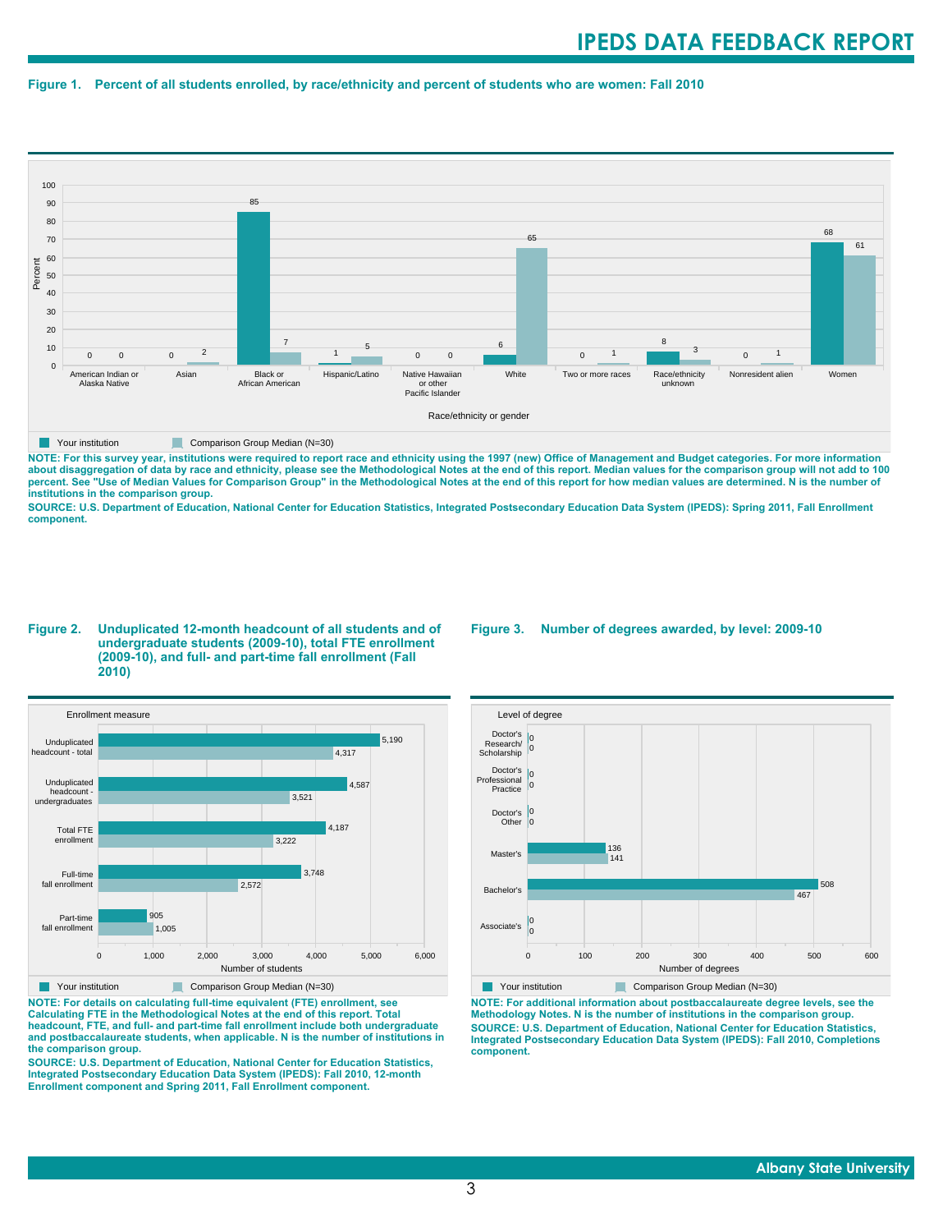**Figure 1. Percent of all students enrolled, by race/ethnicity and percent of students who are women: Fall 2010**

| Race/ethnicity or gender | Your institution | Comparison Group Median (N=30) |
|---|---|---|
| American Indian or Alaska Native | 0 | 0 |
| Asian | 0 | 2 |
| Black or African American | 85 | 7 |
| Hispanic/Latino | 1 | 5 |
| Native Hawaiian or other Pacific Islander | 0 | 0 |
| White | 6 | 65 |
| Two or more races | 0 | 1 |
| Race/ethnicity unknown | 8 | 3 |
| Nonresident alien | 0 | 1 |
| Women | 68 | 61 |

**NOTE: For this survey year, institutions were required to report race and ethnicity using the 1997 (new) Office of Management and Budget categories. For more information about disaggregation of data by race and ethnicity, please see the Methodological Notes at the end of this report. Median values for the comparison group will not add to 100 percent. See "Use of Median Values for Comparison Group" in the Methodological Notes at the end of this report for how median values are determined. N is the number of institutions in the comparison group.**

**SOURCE: U.S. Department of Education, National Center for Education Statistics, Integrated Postsecondary Education Data System (IPEDS): Spring 2011, Fall Enrollment component.**

**Figure 2. Unduplicated 12-month headcount of all students and of undergraduate students (2009-10), total FTE enrollment (2009-10), and full- and part-time fall enrollment (Fall 2010)**

| Enrollment measure | Your institution | Comparison Group Median (N=30) |
|---|---|---|
| Unduplicated headcount - total | 5,190 | 4,317 |
| Unduplicated headcount - undergraduates | 4,587 | 3,521 |
| Total FTE enrollment | 4,187 | 3,222 |
| Full-time fall enrollment | 3,748 | 2,572 |
| Part-time fall enrollment | 905 | 1,005 |

**NOTE: For details on calculating full-time equivalent (FTE) enrollment, see Calculating FTE in the Methodological Notes at the end of this report. Total headcount, FTE, and full- and part-time fall enrollment include both undergraduate and postbaccalaureate students, when applicable. N is the number of institutions in the comparison group.**

**SOURCE: U.S. Department of Education, National Center for Education Statistics, Integrated Postsecondary Education Data System (IPEDS): Fall 2010, 12-month Enrollment component and Spring 2011, Fall Enrollment component.**

**Figure 3. Number of degrees awarded, by level: 2009-10**

| Level of degree | Your institution | Comparison Group Median (N=30) |
|---|---|---|
| Doctor's Research/ Scholarship | 0 | 0 |
| Doctor's Professional Practice | 0 | 0 |
| Doctor's Other | 0 | 0 |
| Master's | 136 | 141 |
| Bachelor's | 508 | 467 |
| Associate's | 0 | 0 |

**NOTE: For additional information about postbaccalaureate degree levels, see the Methodology Notes. N is the number of institutions in the comparison group.**

**SOURCE: U.S. Department of Education, National Center for Education Statistics, Integrated Postsecondary Education Data System (IPEDS): Fall 2010, Completions component.**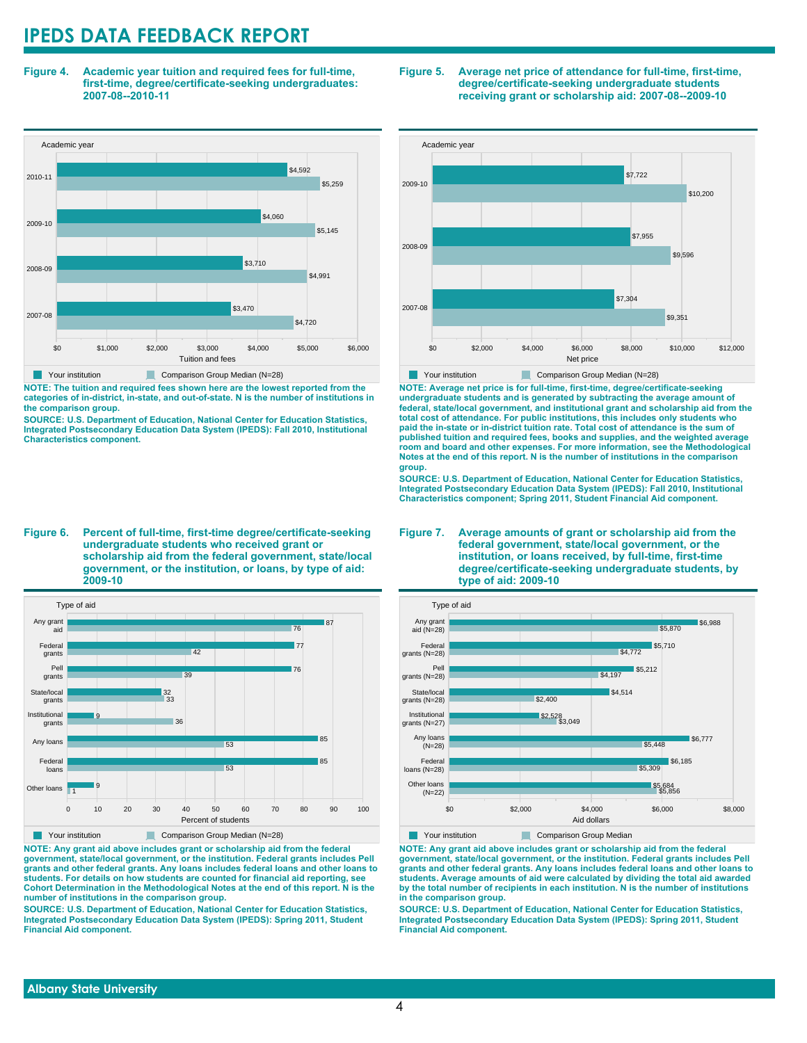# IPEDS DATA FEEDBACK REPORT

**Figure 4. Academic year tuition and required fees for full-time, first-time, degree/certificate-seeking undergraduates: 2007-08--2010-11**

| Academic year | Your institution | Comparison Group Median (N=28) |
|---|---|---|
| 2010-11 | $4,592 | $5,259 |
| 2009-10 | $4,060 | $5,145 |
| 2008-09 | $3,710 | $4,991 |
| 2007-08 | $3,470 | $4,720 |

**NOTE: The tuition and required fees shown here are the lowest reported from the categories of in-district, in-state, and out-of-state. N is the number of institutions in the comparison group.**

**SOURCE: U.S. Department of Education, National Center for Education Statistics, Integrated Postsecondary Education Data System (IPEDS): Fall 2010, Institutional Characteristics component.**

**Figure 5. Average net price of attendance for full-time, first-time, degree/certificate-seeking undergraduate students receiving grant or scholarship aid: 2007-08--2009-10**

| Academic year | Your institution | Comparison Group Median (N=28) |
|---|---|---|
| 2009-10 | $7,722 | $10,200 |
| 2008-09 | $7,955 | $9,596 |
| 2007-08 | $7,304 | $9,351 |

**NOTE: Average net price is for full-time, first-time, degree/certificate-seeking undergraduate students and is generated by subtracting the average amount of federal, state/local government, and institutional grant and scholarship aid from the total cost of attendance. For public institutions, this includes only students who paid the in-state or in-district tuition rate. Total cost of attendance is the sum of published tuition and required fees, books and supplies, and the weighted average room and board and other expenses. For more information, see the Methodological Notes at the end of this report. N is the number of institutions in the comparison group.**

**SOURCE: U.S. Department of Education, National Center for Education Statistics, Integrated Postsecondary Education Data System (IPEDS): Fall 2010, Institutional Characteristics component; Spring 2011, Student Financial Aid component.**

**Figure 6. Percent of full-time, first-time degree/certificate-seeking undergraduate students who received grant or scholarship aid from the federal government, state/local government, or the institution, or loans, by type of aid: 2009-10**

| Type of aid | Your institution | Comparison Group Median (N=28) |
|---|---|---|
| Any grant aid | 87 | 76 |
| Federal grants | 77 | 42 |
| Pell grants | 76 | 39 |
| State/local grants | 32 | 33 |
| Institutional grants | 9 | 36 |
| Any loans | 85 | 53 |
| Federal loans | 85 | 53 |
| Other loans | 9 | 1 |

**NOTE: Any grant aid above includes grant or scholarship aid from the federal government, state/local government, or the institution. Federal grants includes Pell grants and other federal grants. Any loans includes federal loans and other loans to students. For details on how students are counted for financial aid reporting, see Cohort Determination in the Methodological Notes at the end of this report. N is the number of institutions in the comparison group.**

**SOURCE: U.S. Department of Education, National Center for Education Statistics, Integrated Postsecondary Education Data System (IPEDS): Spring 2011, Student Financial Aid component.**

**Figure 7. Average amounts of grant or scholarship aid from the federal government, state/local government, or the institution, or loans received, by full-time, first-time degree/certificate-seeking undergraduate students, by type of aid: 2009-10**

| Type of aid | Your institution | Comparison Group Median |
|---|---|---|
| Any grant aid (N=28) | $6,988 | $5,870 |
| Federal grants (N=28) | $5,710 | $4,772 |
| Pell grants (N=28) | $5,212 | $4,197 |
| State/local grants (N=28) | $4,514 | $2,400 |
| Institutional grants (N=27) | $2,528 | $3,049 |
| Any loans (N=28) | $6,777 | $5,448 |
| Federal loans (N=28) | $6,185 | $5,309 |
| Other loans (N=22) | $5,684 | $5,856 |

**NOTE: Any grant aid above includes grant or scholarship aid from the federal government, state/local government, or the institution. Federal grants includes Pell grants and other federal grants. Any loans includes federal loans and other loans to students. Average amounts of aid were calculated by dividing the total aid awarded by the total number of recipients in each institution. N is the number of institutions in the comparison group.**

**SOURCE: U.S. Department of Education, National Center for Education Statistics, Integrated Postsecondary Education Data System (IPEDS): Spring 2011, Student Financial Aid component.**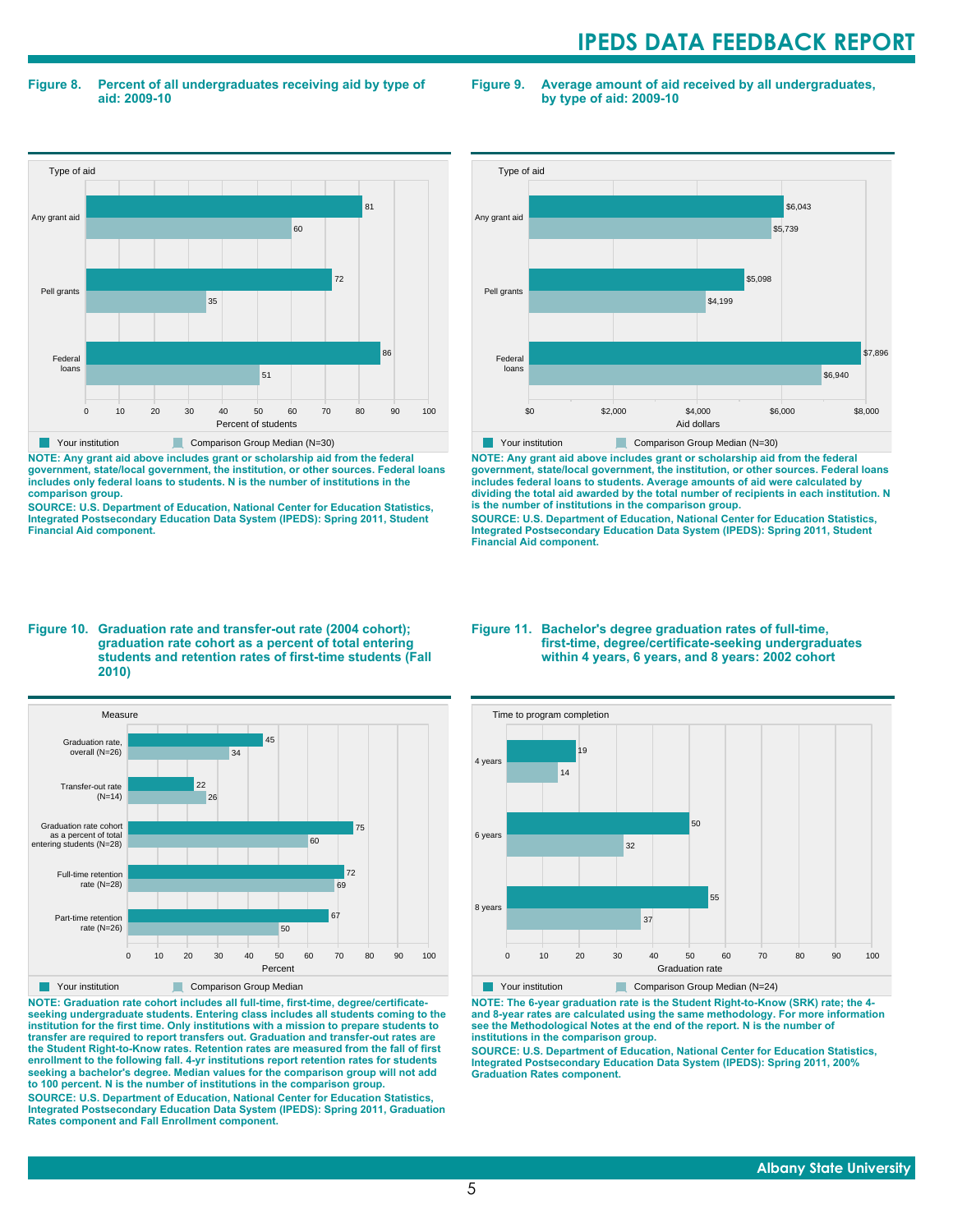## Figure 8. Percent of all undergraduates receiving aid by type of aid: 2009-10

| Type of aid | Your institution | Comparison Group Median (N=30) |
|---|---|---|
| Any grant aid | 81 | 60 |
| Pell grants | 72 | 35 |
| Federal loans | 86 | 51 |

Percent of students

**NOTE: Any grant aid above includes grant or scholarship aid from the federal government, state/local government, the institution, or other sources. Federal loans includes only federal loans to students. N is the number of institutions in the comparison group.**

**SOURCE: U.S. Department of Education, National Center for Education Statistics, Integrated Postsecondary Education Data System (IPEDS): Spring 2011, Student Financial Aid component.**

## Figure 9. Average amount of aid received by all undergraduates, by type of aid: 2009-10

| Type of aid | Your institution | Comparison Group Median (N=30) |
|---|---|---|
| Any grant aid | $6,043 | $5,739 |
| Pell grants | $5,098 | $4,199 |
| Federal loans | $7,896 | $6,940 |

Aid dollars

**NOTE: Any grant aid above includes grant or scholarship aid from the federal government, state/local government, the institution, or other sources. Federal loans includes federal loans to students. Average amounts of aid were calculated by dividing the total aid awarded by the total number of recipients in each institution. N is the number of institutions in the comparison group.**

**SOURCE: U.S. Department of Education, National Center for Education Statistics, Integrated Postsecondary Education Data System (IPEDS): Spring 2011, Student Financial Aid component.**

## Figure 10. Graduation rate and transfer-out rate (2004 cohort); graduation rate cohort as a percent of total entering students and retention rates of first-time students (Fall 2010)

| Measure | Your institution | Comparison Group Median |
|---|---|---|
| Graduation rate, overall (N=26) | 45 | 34 |
| Transfer-out rate (N=14) | 22 | 26 |
| Graduation rate cohort as a percent of total entering students (N=28) | 75 | 60 |
| Full-time retention rate (N=28) | 72 | 69 |
| Part-time retention rate (N=26) | 67 | 50 |

Percent

**NOTE: Graduation rate cohort includes all full-time, first-time, degree/certificate-seeking undergraduate students. Entering class includes all students coming to the institution for the first time. Only institutions with a mission to prepare students to transfer are required to report transfers out. Graduation and transfer-out rates are the Student Right-to-Know rates. Retention rates are measured from the fall of first enrollment to the following fall. 4-yr institutions report retention rates for students seeking a bachelor's degree. Median values for the comparison group will not add to 100 percent. N is the number of institutions in the comparison group.**

**SOURCE: U.S. Department of Education, National Center for Education Statistics, Integrated Postsecondary Education Data System (IPEDS): Spring 2011, Graduation Rates component and Fall Enrollment component.**

## Figure 11. Bachelor's degree graduation rates of full-time, first-time, degree/certificate-seeking undergraduates within 4 years, 6 years, and 8 years: 2002 cohort

| Time to program completion | Your institution | Comparison Group Median (N=24) |
|---|---|---|
| 4 years | 19 | 14 |
| 6 years | 50 | 32 |
| 8 years | 55 | 37 |

Graduation rate

**NOTE: The 6-year graduation rate is the Student Right-to-Know (SRK) rate; the 4- and 8-year rates are calculated using the same methodology. For more information see the Methodological Notes at the end of the report. N is the number of institutions in the comparison group.**

**SOURCE: U.S. Department of Education, National Center for Education Statistics, Integrated Postsecondary Education Data System (IPEDS): Spring 2011, 200% Graduation Rates component.**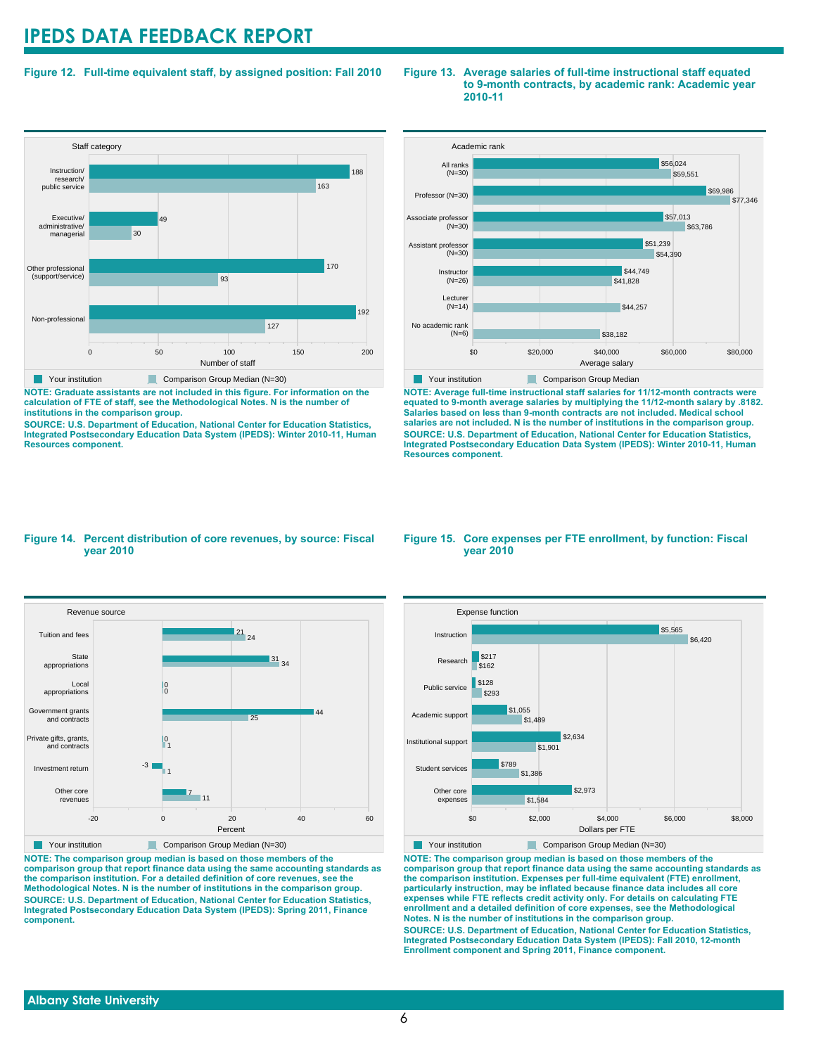# IPEDS DATA FEEDBACK REPORT

**Figure 12. Full-time equivalent staff, by assigned position: Fall 2010**

| Staff category | Your institution | Comparison Group Median (N=30) |
|---|---|---|
| Instruction/ research/ public service | 188 | 163 |
| Executive/ administrative/ managerial | 49 | 30 |
| Other professional (support/service) | 170 | 93 |
| Non-professional | 192 | 127 |

Number of staff

**NOTE: Graduate assistants are not included in this figure. For information on the calculation of FTE of staff, see the Methodological Notes. N is the number of institutions in the comparison group.**

**SOURCE: U.S. Department of Education, National Center for Education Statistics, Integrated Postsecondary Education Data System (IPEDS): Winter 2010-11, Human Resources component.**

**Figure 13. Average salaries of full-time instructional staff equated to 9-month contracts, by academic rank: Academic year 2010-11**

| Academic rank | Your institution | Comparison Group Median |
|---|---|---|
| All ranks (N=30) | $56,024 | $59,551 |
| Professor (N=30) | $69,986 | $77,346 |
| Associate professor (N=30) | $57,013 | $63,786 |
| Assistant professor (N=30) | $51,239 | $54,390 |
| Instructor (N=26) | $44,749 | $41,828 |
| Lecturer (N=14) | | $44,257 |
| No academic rank (N=6) | | $38,182 |

Average salary

**NOTE: Average full-time instructional staff salaries for 11/12-month contracts were equated to 9-month average salaries by multiplying the 11/12-month salary by .8182. Salaries based on less than 9-month contracts are not included. Medical school salaries are not included. N is the number of institutions in the comparison group.**

**SOURCE: U.S. Department of Education, National Center for Education Statistics, Integrated Postsecondary Education Data System (IPEDS): Winter 2010-11, Human Resources component.**

**Figure 14. Percent distribution of core revenues, by source: Fiscal year 2010**

| Revenue source | Your institution | Comparison Group Median (N=30) |
|---|---|---|
| Tuition and fees | 21 | 24 |
| State appropriations | 31 | 34 |
| Local appropriations | 0 | 0 |
| Government grants and contracts | 44 | 25 |
| Private gifts, grants, and contracts | 0 | 1 |
| Investment return | -3 | 1 |
| Other core revenues | 7 | 11 |

Percent

**NOTE: The comparison group median is based on those members of the comparison group that report finance data using the same accounting standards as the comparison institution. For a detailed definition of core revenues, see the Methodological Notes. N is the number of institutions in the comparison group.**

**SOURCE: U.S. Department of Education, National Center for Education Statistics, Integrated Postsecondary Education Data System (IPEDS): Spring 2011, Finance component.**

**Figure 15. Core expenses per FTE enrollment, by function: Fiscal year 2010**

| Expense function | Your institution | Comparison Group Median (N=30) |
|---|---|---|
| Instruction | $5,565 | $6,420 |
| Research | $217 | $162 |
| Public service | $128 | $293 |
| Academic support | $1,055 | $1,489 |
| Institutional support | $2,634 | $1,901 |
| Student services | $789 | $1,386 |
| Other core expenses | $2,973 | $1,584 |

Dollars per FTE

**NOTE: The comparison group median is based on those members of the comparison group that report finance data using the same accounting standards as the comparison institution. Expenses per full-time equivalent (FTE) enrollment, particularly instruction, may be inflated because finance data includes all core expenses while FTE reflects credit activity only. For details on calculating FTE enrollment and a detailed definition of core expenses, see the Methodological Notes. N is the number of institutions in the comparison group.**

**SOURCE: U.S. Department of Education, National Center for Education Statistics, Integrated Postsecondary Education Data System (IPEDS): Fall 2010, 12-month Enrollment component and Spring 2011, Finance component.**

**Albany State University**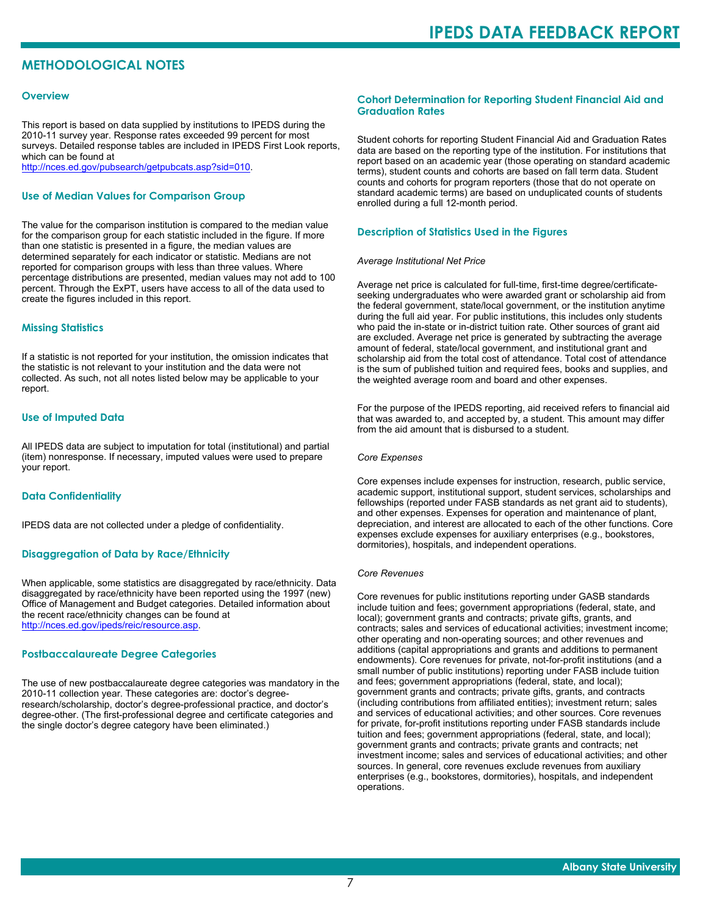## METHODOLOGICAL NOTES

### Overview

This report is based on data supplied by institutions to IPEDS during the 2010-11 survey year. Response rates exceeded 99 percent for most surveys. Detailed response tables are included in IPEDS First Look reports, which can be found at http://nces.ed.gov/pubsearch/getpubcats.asp?sid=010.

### Use of Median Values for Comparison Group

The value for the comparison institution is compared to the median value for the comparison group for each statistic included in the figure. If more than one statistic is presented in a figure, the median values are determined separately for each indicator or statistic. Medians are not reported for comparison groups with less than three values. Where percentage distributions are presented, median values may not add to 100 percent. Through the ExPT, users have access to all of the data used to create the figures included in this report.

### Missing Statistics

If a statistic is not reported for your institution, the omission indicates that the statistic is not relevant to your institution and the data were not collected. As such, not all notes listed below may be applicable to your report.

### Use of Imputed Data

All IPEDS data are subject to imputation for total (institutional) and partial (item) nonresponse. If necessary, imputed values were used to prepare your report.

### Data Confidentiality

IPEDS data are not collected under a pledge of confidentiality.

### Disaggregation of Data by Race/Ethnicity

When applicable, some statistics are disaggregated by race/ethnicity. Data disaggregated by race/ethnicity have been reported using the 1997 (new) Office of Management and Budget categories. Detailed information about the recent race/ethnicity changes can be found at http://nces.ed.gov/ipeds/reic/resource.asp.

### Postbaccalaureate Degree Categories

The use of new postbaccalaureate degree categories was mandatory in the 2010-11 collection year. These categories are: doctor's degree-research/scholarship, doctor's degree-professional practice, and doctor's degree-other. (The first-professional degree and certificate categories and the single doctor's degree category have been eliminated.)

### Cohort Determination for Reporting Student Financial Aid and Graduation Rates

Student cohorts for reporting Student Financial Aid and Graduation Rates data are based on the reporting type of the institution. For institutions that report based on an academic year (those operating on standard academic terms), student counts and cohorts are based on fall term data. Student counts and cohorts for program reporters (those that do not operate on standard academic terms) are based on unduplicated counts of students enrolled during a full 12-month period.

### Description of Statistics Used in the Figures

*Average Institutional Net Price*

Average net price is calculated for full-time, first-time degree/certificate-seeking undergraduates who were awarded grant or scholarship aid from the federal government, state/local government, or the institution anytime during the full aid year. For public institutions, this includes only students who paid the in-state or in-district tuition rate. Other sources of grant aid are excluded. Average net price is generated by subtracting the average amount of federal, state/local government, and institutional grant and scholarship aid from the total cost of attendance. Total cost of attendance is the sum of published tuition and required fees, books and supplies, and the weighted average room and board and other expenses.

For the purpose of the IPEDS reporting, aid received refers to financial aid that was awarded to, and accepted by, a student. This amount may differ from the aid amount that is disbursed to a student.

*Core Expenses*

Core expenses include expenses for instruction, research, public service, academic support, institutional support, student services, scholarships and fellowships (reported under FASB standards as net grant aid to students), and other expenses. Expenses for operation and maintenance of plant, depreciation, and interest are allocated to each of the other functions. Core expenses exclude expenses for auxiliary enterprises (e.g., bookstores, dormitories), hospitals, and independent operations.

*Core Revenues*

Core revenues for public institutions reporting under GASB standards include tuition and fees; government appropriations (federal, state, and local); government grants and contracts; private gifts, grants, and contracts; sales and services of educational activities; investment income; other operating and non-operating sources; and other revenues and additions (capital appropriations and grants and additions to permanent endowments). Core revenues for private, not-for-profit institutions (and a small number of public institutions) reporting under FASB include tuition and fees; government appropriations (federal, state, and local); government grants and contracts; private gifts, grants, and contracts (including contributions from affiliated entities); investment return; sales and services of educational activities; and other sources. Core revenues for private, for-profit institutions reporting under FASB standards include tuition and fees; government appropriations (federal, state, and local); government grants and contracts; private grants and contracts; net investment income; sales and services of educational activities; and other sources. In general, core revenues exclude revenues from auxiliary enterprises (e.g., bookstores, dormitories), hospitals, and independent operations.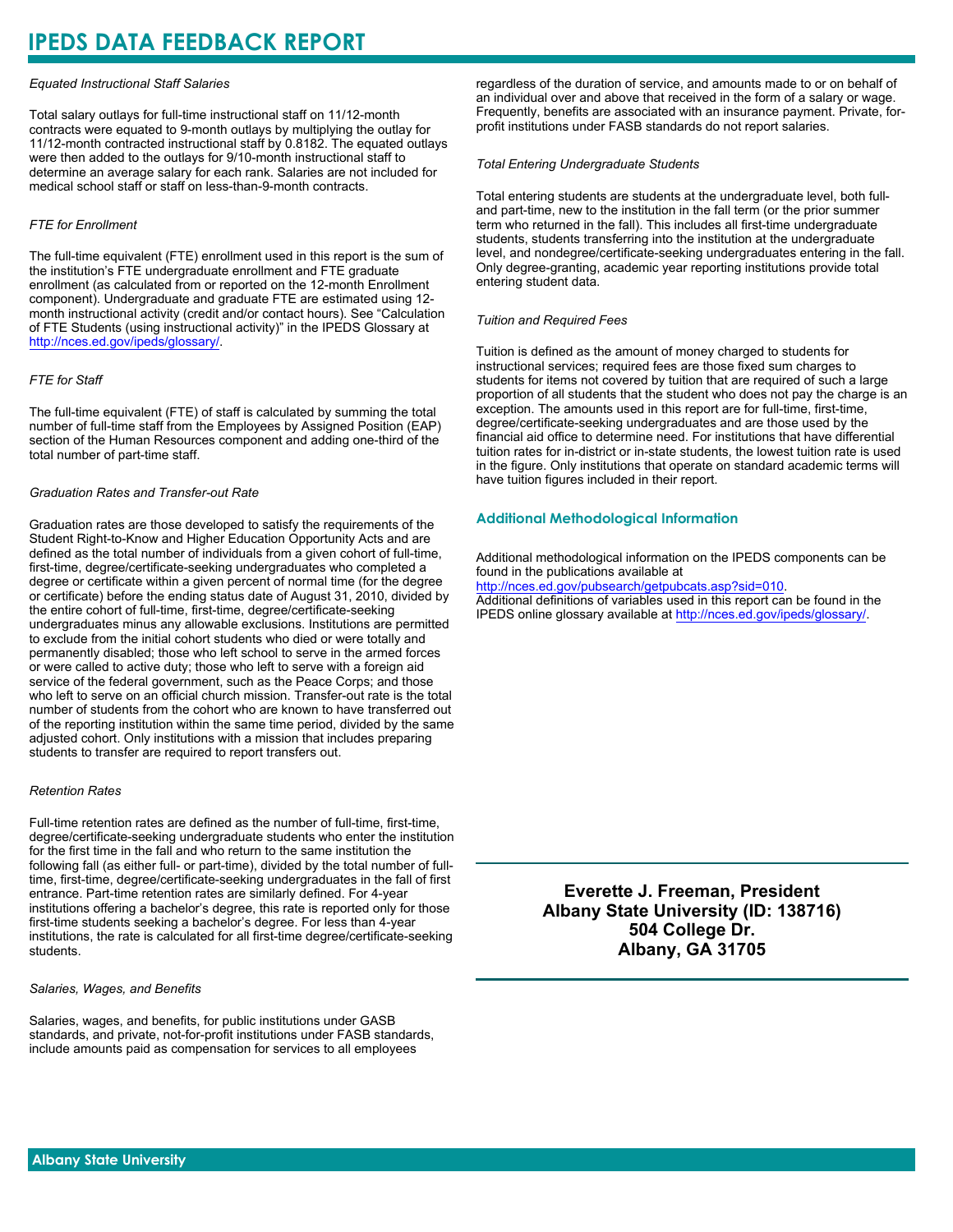*Equated Instructional Staff Salaries*

Total salary outlays for full-time instructional staff on 11/12-month contracts were equated to 9-month outlays by multiplying the outlay for 11/12-month contracted instructional staff by 0.8182. The equated outlays were then added to the outlays for 9/10-month instructional staff to determine an average salary for each rank. Salaries are not included for medical school staff or staff on less-than-9-month contracts.

*FTE for Enrollment*

The full-time equivalent (FTE) enrollment used in this report is the sum of the institution's FTE undergraduate enrollment and FTE graduate enrollment (as calculated from or reported on the 12-month Enrollment component). Undergraduate and graduate FTE are estimated using 12-month instructional activity (credit and/or contact hours). See "Calculation of FTE Students (using instructional activity)" in the IPEDS Glossary at http://nces.ed.gov/ipeds/glossary/.

*FTE for Staff*

The full-time equivalent (FTE) of staff is calculated by summing the total number of full-time staff from the Employees by Assigned Position (EAP) section of the Human Resources component and adding one-third of the total number of part-time staff.

*Graduation Rates and Transfer-out Rate*

Graduation rates are those developed to satisfy the requirements of the Student Right-to-Know and Higher Education Opportunity Acts and are defined as the total number of individuals from a given cohort of full-time, first-time, degree/certificate-seeking undergraduates who completed a degree or certificate within a given percent of normal time (for the degree or certificate) before the ending status date of August 31, 2010, divided by the entire cohort of full-time, first-time, degree/certificate-seeking undergraduates minus any allowable exclusions. Institutions are permitted to exclude from the initial cohort students who died or were totally and permanently disabled; those who left school to serve in the armed forces or were called to active duty; those who left to serve with a foreign aid service of the federal government, such as the Peace Corps; and those who left to serve on an official church mission. Transfer-out rate is the total number of students from the cohort who are known to have transferred out of the reporting institution within the same time period, divided by the same adjusted cohort. Only institutions with a mission that includes preparing students to transfer are required to report transfers out.

*Retention Rates*

Full-time retention rates are defined as the number of full-time, first-time, degree/certificate-seeking undergraduate students who enter the institution for the first time in the fall and who return to the same institution the following fall (as either full- or part-time), divided by the total number of full-time, first-time, degree/certificate-seeking undergraduates in the fall of first entrance. Part-time retention rates are similarly defined. For 4-year institutions offering a bachelor's degree, this rate is reported only for those first-time students seeking a bachelor's degree. For less than 4-year institutions, the rate is calculated for all first-time degree/certificate-seeking students.

*Salaries, Wages, and Benefits*

Salaries, wages, and benefits, for public institutions under GASB standards, and private, not-for-profit institutions under FASB standards, include amounts paid as compensation for services to all employees regardless of the duration of service, and amounts made to or on behalf of an individual over and above that received in the form of a salary or wage. Frequently, benefits are associated with an insurance payment. Private, for-profit institutions under FASB standards do not report salaries.

*Total Entering Undergraduate Students*

Total entering students are students at the undergraduate level, both full- and part-time, new to the institution in the fall term (or the prior summer term who returned in the fall). This includes all first-time undergraduate students, students transferring into the institution at the undergraduate level, and nondegree/certificate-seeking undergraduates entering in the fall. Only degree-granting, academic year reporting institutions provide total entering student data.

*Tuition and Required Fees*

Tuition is defined as the amount of money charged to students for instructional services; required fees are those fixed sum charges to students for items not covered by tuition that are required of such a large proportion of all students that the student who does not pay the charge is an exception. The amounts used in this report are for full-time, first-time, degree/certificate-seeking undergraduates and are those used by the financial aid office to determine need. For institutions that have differential tuition rates for in-district or in-state students, the lowest tuition rate is used in the figure. Only institutions that operate on standard academic terms will have tuition figures included in their report.

## Additional Methodological Information

Additional methodological information on the IPEDS components can be found in the publications available at http://nces.ed.gov/pubsearch/getpubcats.asp?sid=010.
Additional definitions of variables used in this report can be found in the IPEDS online glossary available at http://nces.ed.gov/ipeds/glossary/.

**Everette J. Freeman, President**
**Albany State University (ID: 138716)**
**504 College Dr.**
**Albany, GA 31705**